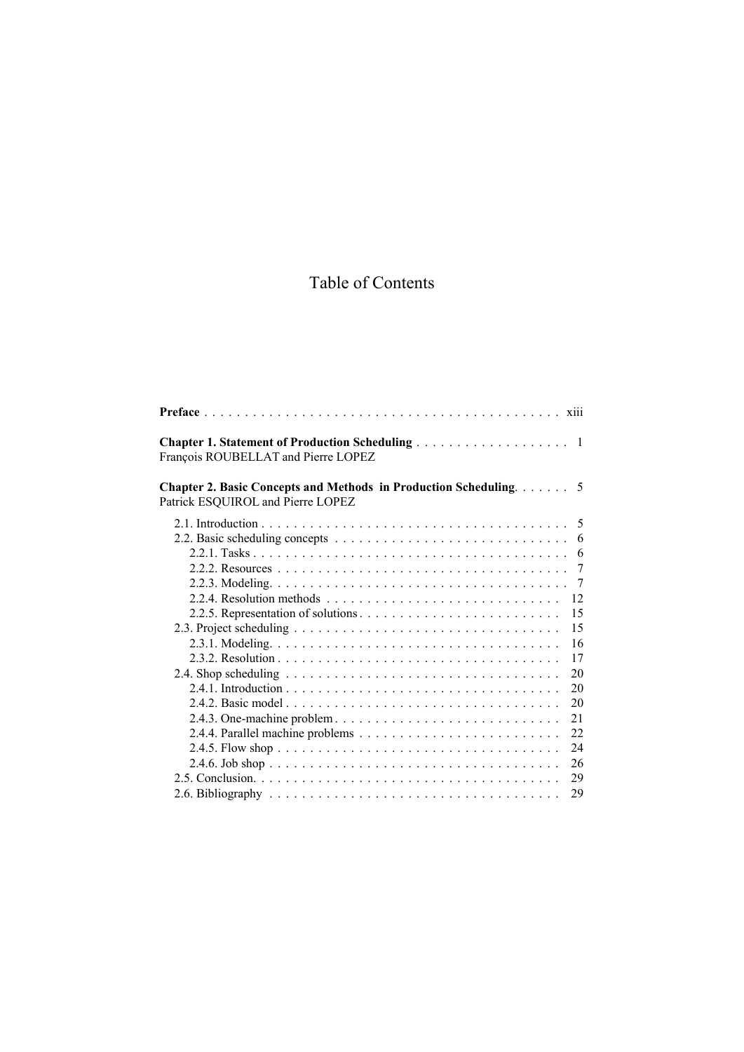# Table of Contents

**Preface** . . . . . . . . . . . . . . . . . . . . . . . . . . . . . . . . . . . . . . . . . . . xiii

**Chapter 1. Statement of Production Scheduling** . . . . . . . . . . . . . . . . . . . 1
François ROUBELLAT and Pierre LOPEZ

**Chapter 2. Basic Concepts and Methods in Production Scheduling**. . . . . . . 5
Patrick ESQUIROL and Pierre LOPEZ

- 2.1. Introduction . . . . . . . . . . . . . . . . . . . . . . . . . . . . . . . . . . . . . . 5
- 2.2. Basic scheduling concepts . . . . . . . . . . . . . . . . . . . . . . . . . . . . 6
  - 2.2.1. Tasks . . . . . . . . . . . . . . . . . . . . . . . . . . . . . . . . . . . . . . . 6
  - 2.2.2. Resources . . . . . . . . . . . . . . . . . . . . . . . . . . . . . . . . . . . . 7
  - 2.2.3. Modeling. . . . . . . . . . . . . . . . . . . . . . . . . . . . . . . . . . . . 7
  - 2.2.4. Resolution methods . . . . . . . . . . . . . . . . . . . . . . . . . . . . 12
  - 2.2.5. Representation of solutions . . . . . . . . . . . . . . . . . . . . . . . . 15
- 2.3. Project scheduling . . . . . . . . . . . . . . . . . . . . . . . . . . . . . . . . 15
  - 2.3.1. Modeling. . . . . . . . . . . . . . . . . . . . . . . . . . . . . . . . . . . . 16
  - 2.3.2. Resolution . . . . . . . . . . . . . . . . . . . . . . . . . . . . . . . . . . 17
- 2.4. Shop scheduling . . . . . . . . . . . . . . . . . . . . . . . . . . . . . . . . . 20
  - 2.4.1. Introduction . . . . . . . . . . . . . . . . . . . . . . . . . . . . . . . . . 20
  - 2.4.2. Basic model . . . . . . . . . . . . . . . . . . . . . . . . . . . . . . . . . 20
  - 2.4.3. One-machine problem . . . . . . . . . . . . . . . . . . . . . . . . . . . 21
  - 2.4.4. Parallel machine problems . . . . . . . . . . . . . . . . . . . . . . . . 22
  - 2.4.5. Flow shop . . . . . . . . . . . . . . . . . . . . . . . . . . . . . . . . . . 24
  - 2.4.6. Job shop . . . . . . . . . . . . . . . . . . . . . . . . . . . . . . . . . . . 26
- 2.5. Conclusion. . . . . . . . . . . . . . . . . . . . . . . . . . . . . . . . . . . . . 29
- 2.6. Bibliography . . . . . . . . . . . . . . . . . . . . . . . . . . . . . . . . . . . 29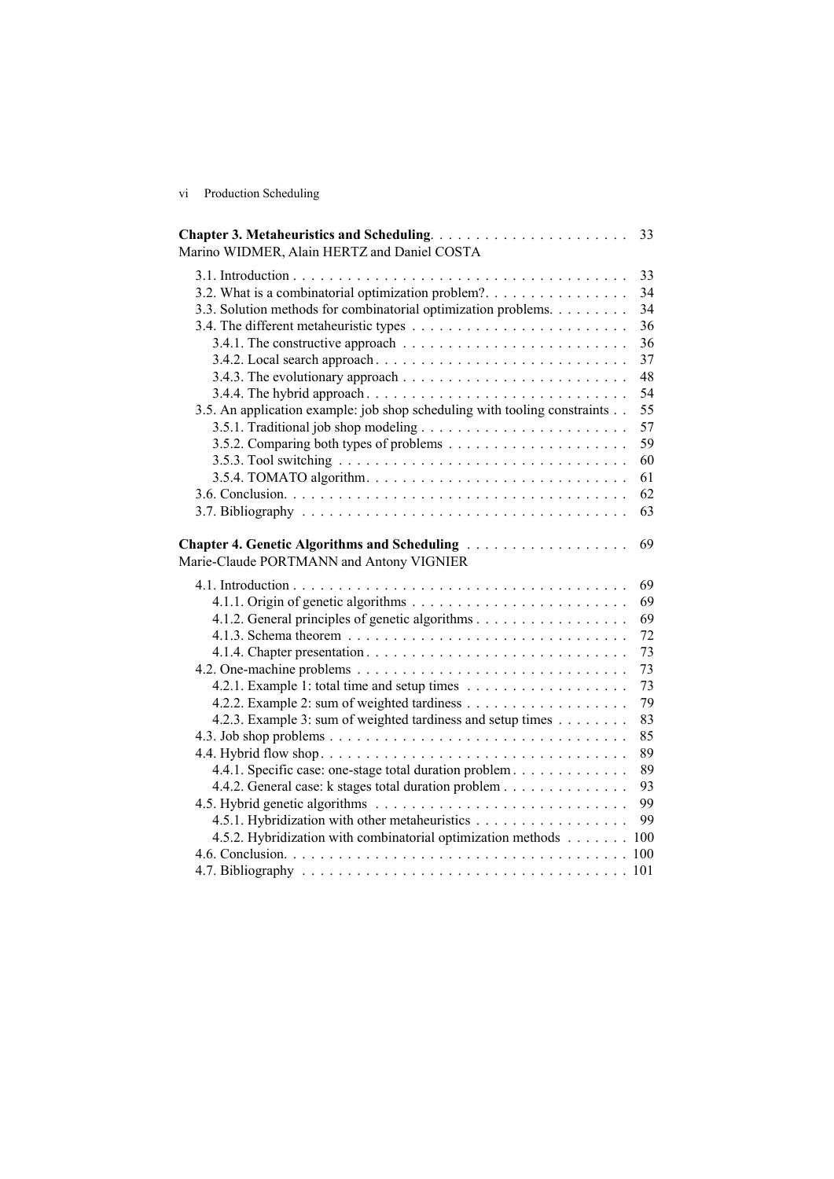**Chapter 3. Metaheuristics and Scheduling** . . . . . . . . . . . . . . . . . . . . . . 33
Marino WIDMER, Alain HERTZ and Daniel COSTA

- 3.1. Introduction . . . . . . . . . . . . . . . . . . . . . . . . . . . . . . . . . . . . . 33
- 3.2. What is a combinatorial optimization problem? . . . . . . . . . . . . . . . . 34
- 3.3. Solution methods for combinatorial optimization problems. . . . . . . . . 34
- 3.4. The different metaheuristic types . . . . . . . . . . . . . . . . . . . . . . . . 36
  - 3.4.1. The constructive approach . . . . . . . . . . . . . . . . . . . . . . . . 36
  - 3.4.2. Local search approach . . . . . . . . . . . . . . . . . . . . . . . . . . . 37
  - 3.4.3. The evolutionary approach . . . . . . . . . . . . . . . . . . . . . . . . 48
  - 3.4.4. The hybrid approach . . . . . . . . . . . . . . . . . . . . . . . . . . . . 54
- 3.5. An application example: job shop scheduling with tooling constraints . . 55
  - 3.5.1. Traditional job shop modeling . . . . . . . . . . . . . . . . . . . . . . 57
  - 3.5.2. Comparing both types of problems . . . . . . . . . . . . . . . . . . . . 59
  - 3.5.3. Tool switching . . . . . . . . . . . . . . . . . . . . . . . . . . . . . . . 60
  - 3.5.4. TOMATO algorithm. . . . . . . . . . . . . . . . . . . . . . . . . . . . . 61
- 3.6. Conclusion. . . . . . . . . . . . . . . . . . . . . . . . . . . . . . . . . . . . . 62
- 3.7. Bibliography . . . . . . . . . . . . . . . . . . . . . . . . . . . . . . . . . . . 63

**Chapter 4. Genetic Algorithms and Scheduling** . . . . . . . . . . . . . . . . . . 69
Marie-Claude PORTMANN and Antony VIGNIER

- 4.1. Introduction . . . . . . . . . . . . . . . . . . . . . . . . . . . . . . . . . . . . . 69
  - 4.1.1. Origin of genetic algorithms . . . . . . . . . . . . . . . . . . . . . . . . 69
  - 4.1.2. General principles of genetic algorithms . . . . . . . . . . . . . . . . . 69
  - 4.1.3. Schema theorem . . . . . . . . . . . . . . . . . . . . . . . . . . . . . . . 72
  - 4.1.4. Chapter presentation . . . . . . . . . . . . . . . . . . . . . . . . . . . . 73
- 4.2. One-machine problems . . . . . . . . . . . . . . . . . . . . . . . . . . . . . . 73
  - 4.2.1. Example 1: total time and setup times . . . . . . . . . . . . . . . . . . 73
  - 4.2.2. Example 2: sum of weighted tardiness . . . . . . . . . . . . . . . . . . 79
  - 4.2.3. Example 3: sum of weighted tardiness and setup times . . . . . . . . 83
- 4.3. Job shop problems . . . . . . . . . . . . . . . . . . . . . . . . . . . . . . . . . 85
- 4.4. Hybrid flow shop . . . . . . . . . . . . . . . . . . . . . . . . . . . . . . . . . . 89
  - 4.4.1. Specific case: one-stage total duration problem . . . . . . . . . . . . . 89
  - 4.4.2. General case: k stages total duration problem . . . . . . . . . . . . . . 93
- 4.5. Hybrid genetic algorithms . . . . . . . . . . . . . . . . . . . . . . . . . . . . 99
  - 4.5.1. Hybridization with other metaheuristics . . . . . . . . . . . . . . . . . 99
  - 4.5.2. Hybridization with combinatorial optimization methods . . . . . . . 100
- 4.6. Conclusion. . . . . . . . . . . . . . . . . . . . . . . . . . . . . . . . . . . . . 100
- 4.7. Bibliography . . . . . . . . . . . . . . . . . . . . . . . . . . . . . . . . . . . 101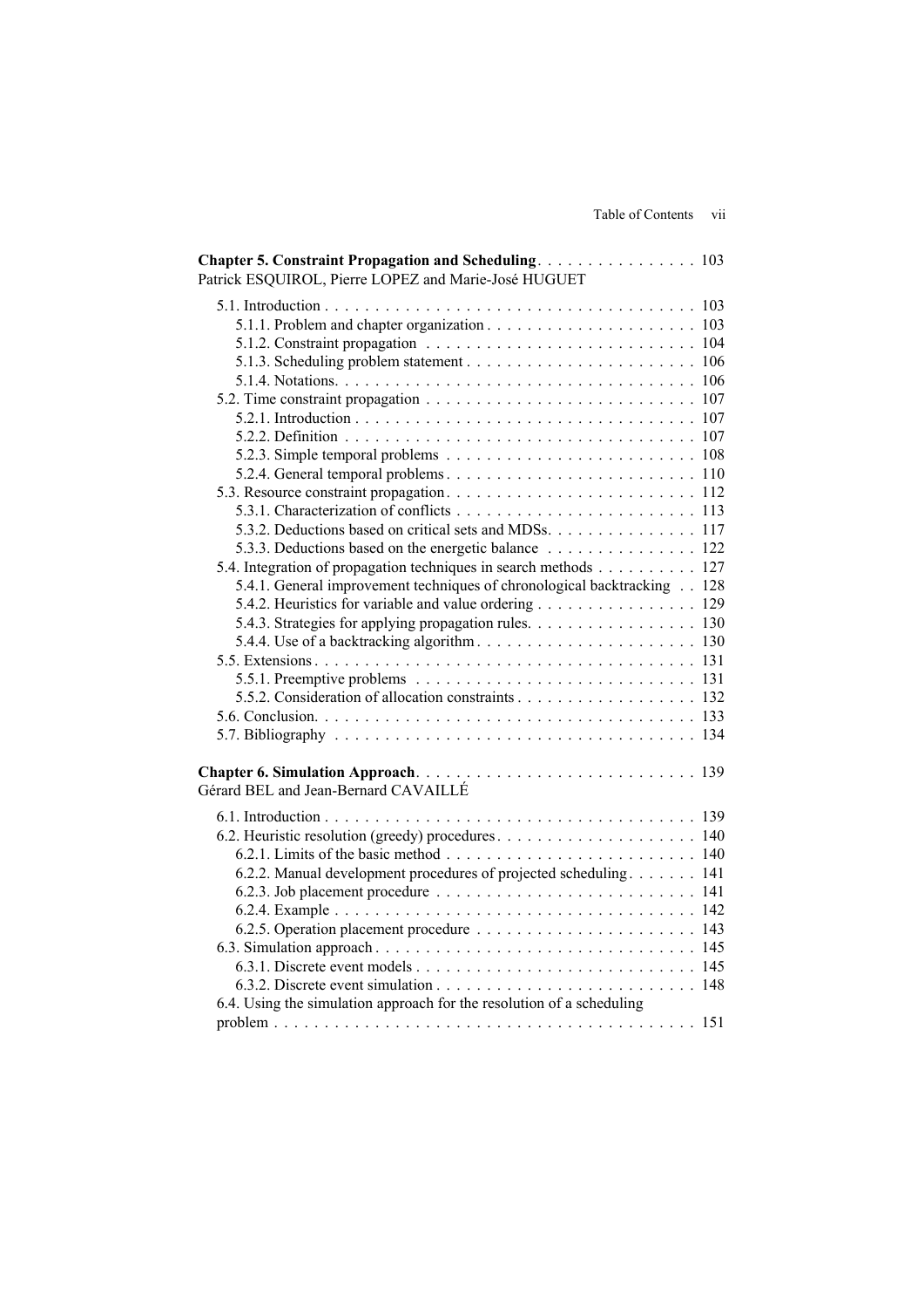**Chapter 5. Constraint Propagation and Scheduling** . . . . . . . . . . . . . . . . 103
Patrick ESQUIROL, Pierre LOPEZ and Marie-José HUGUET

- 5.1. Introduction . . . . . . . . . . . . . . . . . . . . . . . . . . . . . . . . . . . . . 103
  - 5.1.1. Problem and chapter organization . . . . . . . . . . . . . . . . . . . . . 103
  - 5.1.2. Constraint propagation . . . . . . . . . . . . . . . . . . . . . . . . . . . 104
  - 5.1.3. Scheduling problem statement . . . . . . . . . . . . . . . . . . . . . . . 106
  - 5.1.4. Notations. . . . . . . . . . . . . . . . . . . . . . . . . . . . . . . . . . . 106
- 5.2. Time constraint propagation . . . . . . . . . . . . . . . . . . . . . . . . . . . 107
  - 5.2.1. Introduction . . . . . . . . . . . . . . . . . . . . . . . . . . . . . . . . . 107
  - 5.2.2. Definition . . . . . . . . . . . . . . . . . . . . . . . . . . . . . . . . . . 107
  - 5.2.3. Simple temporal problems . . . . . . . . . . . . . . . . . . . . . . . . . 108
  - 5.2.4. General temporal problems . . . . . . . . . . . . . . . . . . . . . . . . . 110
- 5.3. Resource constraint propagation . . . . . . . . . . . . . . . . . . . . . . . . . 112
  - 5.3.1. Characterization of conflicts . . . . . . . . . . . . . . . . . . . . . . . . 113
  - 5.3.2. Deductions based on critical sets and MDSs. . . . . . . . . . . . . . . 117
  - 5.3.3. Deductions based on the energetic balance . . . . . . . . . . . . . . . 122
- 5.4. Integration of propagation techniques in search methods . . . . . . . . . . 127
  - 5.4.1. General improvement techniques of chronological backtracking . . 128
  - 5.4.2. Heuristics for variable and value ordering . . . . . . . . . . . . . . . . 129
  - 5.4.3. Strategies for applying propagation rules. . . . . . . . . . . . . . . . . 130
  - 5.4.4. Use of a backtracking algorithm . . . . . . . . . . . . . . . . . . . . . . 130
- 5.5. Extensions . . . . . . . . . . . . . . . . . . . . . . . . . . . . . . . . . . . . . 131
  - 5.5.1. Preemptive problems . . . . . . . . . . . . . . . . . . . . . . . . . . . . 131
  - 5.5.2. Consideration of allocation constraints . . . . . . . . . . . . . . . . . . 132
- 5.6. Conclusion. . . . . . . . . . . . . . . . . . . . . . . . . . . . . . . . . . . . . 133
- 5.7. Bibliography . . . . . . . . . . . . . . . . . . . . . . . . . . . . . . . . . . . 134

**Chapter 6. Simulation Approach**. . . . . . . . . . . . . . . . . . . . . . . . . . . 139
Gérard BEL and Jean-Bernard CAVAILLÉ

- 6.1. Introduction . . . . . . . . . . . . . . . . . . . . . . . . . . . . . . . . . . . . . 139
- 6.2. Heuristic resolution (greedy) procedures . . . . . . . . . . . . . . . . . . . . 140
  - 6.2.1. Limits of the basic method . . . . . . . . . . . . . . . . . . . . . . . . . 140
  - 6.2.2. Manual development procedures of projected scheduling . . . . . . . 141
  - 6.2.3. Job placement procedure . . . . . . . . . . . . . . . . . . . . . . . . . . 141
  - 6.2.4. Example . . . . . . . . . . . . . . . . . . . . . . . . . . . . . . . . . . . 142
  - 6.2.5. Operation placement procedure . . . . . . . . . . . . . . . . . . . . . . 143
- 6.3. Simulation approach . . . . . . . . . . . . . . . . . . . . . . . . . . . . . . . 145
  - 6.3.1. Discrete event models . . . . . . . . . . . . . . . . . . . . . . . . . . . 145
  - 6.3.2. Discrete event simulation . . . . . . . . . . . . . . . . . . . . . . . . . . 148
- 6.4. Using the simulation approach for the resolution of a scheduling problem . . . . . . . . . . . . . . . . . . . . . . . . . . . . . . . . . . . . . . . . 151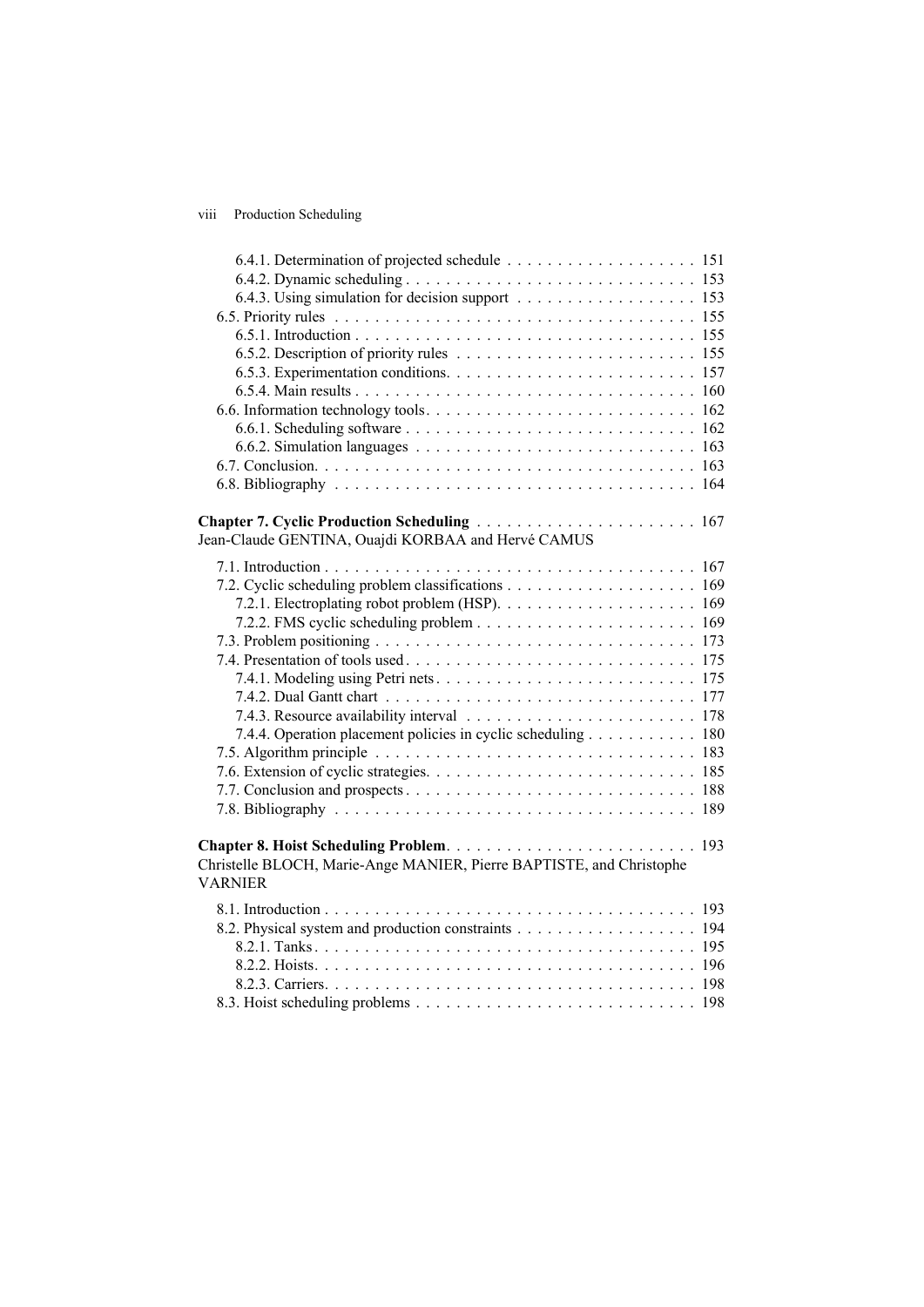6.4.1. Determination of projected schedule . . . . . . . . . . . . . . . . . . . 151
6.4.2. Dynamic scheduling . . . . . . . . . . . . . . . . . . . . . . . . . . . . . 153
6.4.3. Using simulation for decision support . . . . . . . . . . . . . . . . . . 153
6.5. Priority rules . . . . . . . . . . . . . . . . . . . . . . . . . . . . . . . . . . 155
6.5.1. Introduction . . . . . . . . . . . . . . . . . . . . . . . . . . . . . . . . . 155
6.5.2. Description of priority rules . . . . . . . . . . . . . . . . . . . . . . . . 155
6.5.3. Experimentation conditions. . . . . . . . . . . . . . . . . . . . . . . . . 157
6.5.4. Main results . . . . . . . . . . . . . . . . . . . . . . . . . . . . . . . . . 160
6.6. Information technology tools. . . . . . . . . . . . . . . . . . . . . . . . . . 162
6.6.1. Scheduling software . . . . . . . . . . . . . . . . . . . . . . . . . . . . . 162
6.6.2. Simulation languages . . . . . . . . . . . . . . . . . . . . . . . . . . . . 163
6.7. Conclusion. . . . . . . . . . . . . . . . . . . . . . . . . . . . . . . . . . . . . 163
6.8. Bibliography . . . . . . . . . . . . . . . . . . . . . . . . . . . . . . . . . . . 164

**Chapter 7. Cyclic Production Scheduling** . . . . . . . . . . . . . . . . . . . . . . 167
Jean-Claude GENTINA, Ouajdi KORBAA and Hervé CAMUS

7.1. Introduction . . . . . . . . . . . . . . . . . . . . . . . . . . . . . . . . . . . . 167
7.2. Cyclic scheduling problem classifications . . . . . . . . . . . . . . . . . . . 169
7.2.1. Electroplating robot problem (HSP). . . . . . . . . . . . . . . . . . . . 169
7.2.2. FMS cyclic scheduling problem . . . . . . . . . . . . . . . . . . . . . . 169
7.3. Problem positioning . . . . . . . . . . . . . . . . . . . . . . . . . . . . . . . 173
7.4. Presentation of tools used . . . . . . . . . . . . . . . . . . . . . . . . . . . . 175
7.4.1. Modeling using Petri nets . . . . . . . . . . . . . . . . . . . . . . . . . . 175
7.4.2. Dual Gantt chart . . . . . . . . . . . . . . . . . . . . . . . . . . . . . . . 177
7.4.3. Resource availability interval . . . . . . . . . . . . . . . . . . . . . . . 178
7.4.4. Operation placement policies in cyclic scheduling . . . . . . . . . . . 180
7.5. Algorithm principle . . . . . . . . . . . . . . . . . . . . . . . . . . . . . . . 183
7.6. Extension of cyclic strategies. . . . . . . . . . . . . . . . . . . . . . . . . . 185
7.7. Conclusion and prospects . . . . . . . . . . . . . . . . . . . . . . . . . . . . 188
7.8. Bibliography . . . . . . . . . . . . . . . . . . . . . . . . . . . . . . . . . . . 189

**Chapter 8. Hoist Scheduling Problem**. . . . . . . . . . . . . . . . . . . . . . . . . 193
Christelle BLOCH, Marie-Ange MANIER, Pierre BAPTISTE, and Christophe VARNIER

8.1. Introduction . . . . . . . . . . . . . . . . . . . . . . . . . . . . . . . . . . . . 193
8.2. Physical system and production constraints . . . . . . . . . . . . . . . . . . 194
8.2.1. Tanks . . . . . . . . . . . . . . . . . . . . . . . . . . . . . . . . . . . . . . 195
8.2.2. Hoists. . . . . . . . . . . . . . . . . . . . . . . . . . . . . . . . . . . . . . 196
8.2.3. Carriers. . . . . . . . . . . . . . . . . . . . . . . . . . . . . . . . . . . . . 198
8.3. Hoist scheduling problems . . . . . . . . . . . . . . . . . . . . . . . . . . . . 198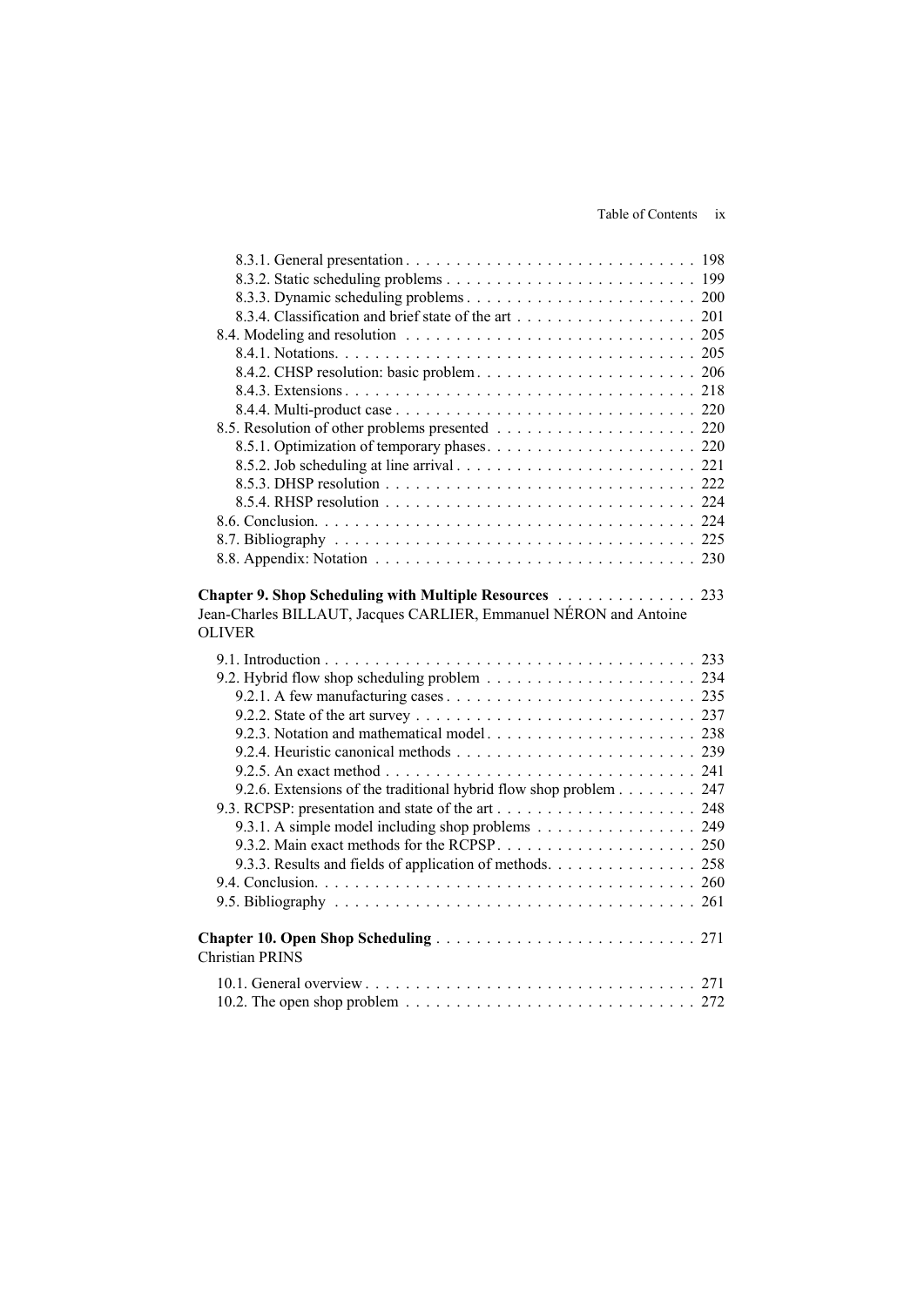8.3.1. General presentation . . . . . . . . . . 198
8.3.2. Static scheduling problems . . . . . . . . . . 199
8.3.3. Dynamic scheduling problems . . . . . . . . . . 200
8.3.4. Classification and brief state of the art . . . . . . . . . . 201
8.4. Modeling and resolution . . . . . . . . . . 205
8.4.1. Notations. . . . . . . . . . 205
8.4.2. CHSP resolution: basic problem . . . . . . . . . . 206
8.4.3. Extensions . . . . . . . . . . 218
8.4.4. Multi-product case . . . . . . . . . . 220
8.5. Resolution of other problems presented . . . . . . . . . . 220
8.5.1. Optimization of temporary phases . . . . . . . . . . 220
8.5.2. Job scheduling at line arrival . . . . . . . . . . 221
8.5.3. DHSP resolution . . . . . . . . . . 222
8.5.4. RHSP resolution . . . . . . . . . . 224
8.6. Conclusion. . . . . . . . . . 224
8.7. Bibliography . . . . . . . . . . 225
8.8. Appendix: Notation . . . . . . . . . . 230

**Chapter 9. Shop Scheduling with Multiple Resources** . . . . . . . . . . 233
Jean-Charles BILLAUT, Jacques CARLIER, Emmanuel NÉRON and Antoine OLIVER

9.1. Introduction . . . . . . . . . . 233
9.2. Hybrid flow shop scheduling problem . . . . . . . . . . 234
9.2.1. A few manufacturing cases . . . . . . . . . . 235
9.2.2. State of the art survey . . . . . . . . . . 237
9.2.3. Notation and mathematical model . . . . . . . . . . 238
9.2.4. Heuristic canonical methods . . . . . . . . . . 239
9.2.5. An exact method . . . . . . . . . . 241
9.2.6. Extensions of the traditional hybrid flow shop problem . . . . . . . . . . 247
9.3. RCPSP: presentation and state of the art . . . . . . . . . . 248
9.3.1. A simple model including shop problems . . . . . . . . . . 249
9.3.2. Main exact methods for the RCPSP . . . . . . . . . . 250
9.3.3. Results and fields of application of methods. . . . . . . . . . . 258
9.4. Conclusion. . . . . . . . . . 260
9.5. Bibliography . . . . . . . . . . 261

**Chapter 10. Open Shop Scheduling** . . . . . . . . . . 271
Christian PRINS

10.1. General overview . . . . . . . . . . 271
10.2. The open shop problem . . . . . . . . . . 272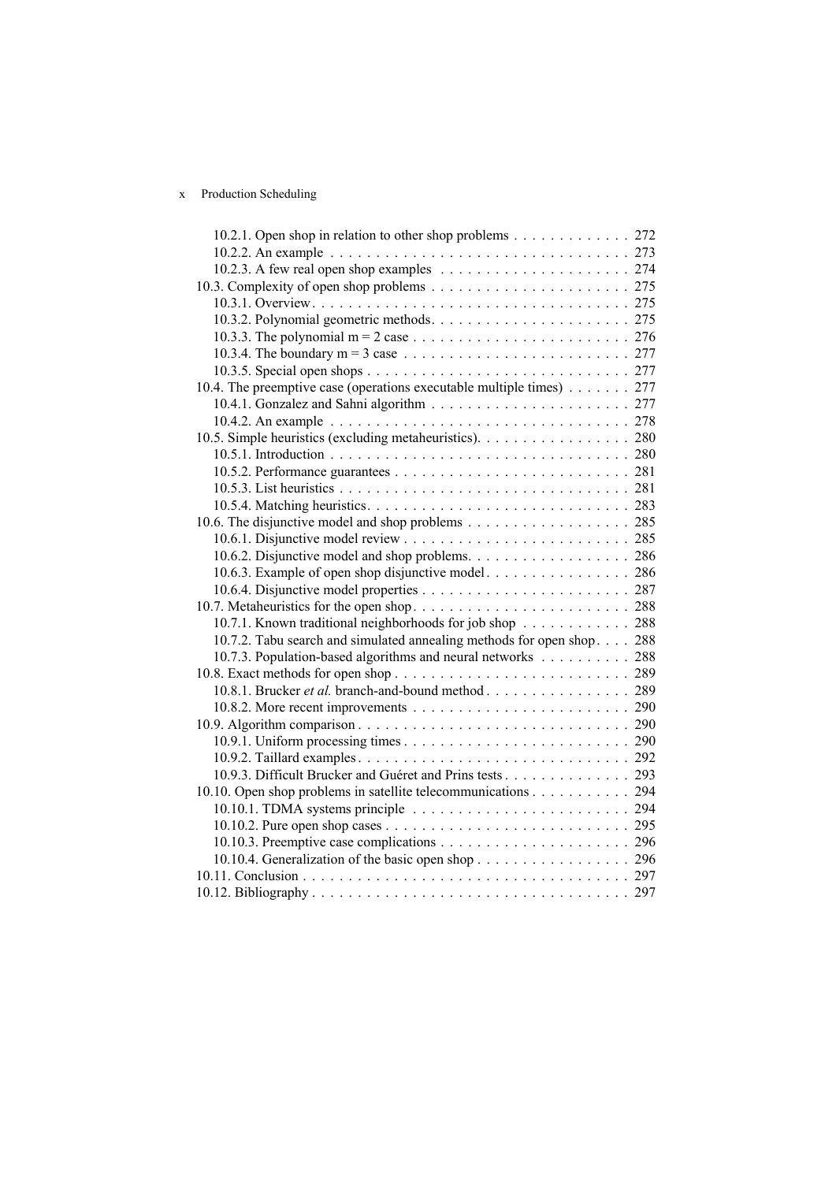10.2.1. Open shop in relation to other shop problems . . . . . . . . . . . . . 272
10.2.2. An example . . . . . . . . . . . . . . . . . . . . . . . . . . . . . . . . . 273
10.2.3. A few real open shop examples . . . . . . . . . . . . . . . . . . . . . 274
10.3. Complexity of open shop problems . . . . . . . . . . . . . . . . . . . . . . 275
10.3.1. Overview . . . . . . . . . . . . . . . . . . . . . . . . . . . . . . . . . . 275
10.3.2. Polynomial geometric methods . . . . . . . . . . . . . . . . . . . . . . 275
10.3.3. The polynomial m = 2 case . . . . . . . . . . . . . . . . . . . . . . . . 276
10.3.4. The boundary m = 3 case . . . . . . . . . . . . . . . . . . . . . . . . . 277
10.3.5. Special open shops . . . . . . . . . . . . . . . . . . . . . . . . . . . . 277
10.4. The preemptive case (operations executable multiple times) . . . . . . . 277
10.4.1. Gonzalez and Sahni algorithm . . . . . . . . . . . . . . . . . . . . . . 277
10.4.2. An example . . . . . . . . . . . . . . . . . . . . . . . . . . . . . . . . . 278
10.5. Simple heuristics (excluding metaheuristics) . . . . . . . . . . . . . . . . 280
10.5.1. Introduction . . . . . . . . . . . . . . . . . . . . . . . . . . . . . . . . . 280
10.5.2. Performance guarantees . . . . . . . . . . . . . . . . . . . . . . . . . . 281
10.5.3. List heuristics . . . . . . . . . . . . . . . . . . . . . . . . . . . . . . . . 281
10.5.4. Matching heuristics . . . . . . . . . . . . . . . . . . . . . . . . . . . . . 283
10.6. The disjunctive model and shop problems . . . . . . . . . . . . . . . . . . 285
10.6.1. Disjunctive model review . . . . . . . . . . . . . . . . . . . . . . . . . 285
10.6.2. Disjunctive model and shop problems . . . . . . . . . . . . . . . . . . 286
10.6.3. Example of open shop disjunctive model . . . . . . . . . . . . . . . . 286
10.6.4. Disjunctive model properties . . . . . . . . . . . . . . . . . . . . . . . 287
10.7. Metaheuristics for the open shop . . . . . . . . . . . . . . . . . . . . . . . 288
10.7.1. Known traditional neighborhoods for job shop . . . . . . . . . . . . . 288
10.7.2. Tabu search and simulated annealing methods for open shop . . . . 288
10.7.3. Population-based algorithms and neural networks . . . . . . . . . . 288
10.8. Exact methods for open shop . . . . . . . . . . . . . . . . . . . . . . . . . 289
10.8.1. Brucker *et al.* branch-and-bound method . . . . . . . . . . . . . . . . 289
10.8.2. More recent improvements . . . . . . . . . . . . . . . . . . . . . . . . 290
10.9. Algorithm comparison . . . . . . . . . . . . . . . . . . . . . . . . . . . . . 290
10.9.1. Uniform processing times . . . . . . . . . . . . . . . . . . . . . . . . . 290
10.9.2. Taillard examples . . . . . . . . . . . . . . . . . . . . . . . . . . . . . . 292
10.9.3. Difficult Brucker and Guéret and Prins tests . . . . . . . . . . . . . . 293
10.10. Open shop problems in satellite telecommunications . . . . . . . . . . . 294
10.10.1. TDMA systems principle . . . . . . . . . . . . . . . . . . . . . . . . . 294
10.10.2. Pure open shop cases . . . . . . . . . . . . . . . . . . . . . . . . . . . 295
10.10.3. Preemptive case complications . . . . . . . . . . . . . . . . . . . . . 296
10.10.4. Generalization of the basic open shop . . . . . . . . . . . . . . . . . 296
10.11. Conclusion . . . . . . . . . . . . . . . . . . . . . . . . . . . . . . . . . . . 297
10.12. Bibliography . . . . . . . . . . . . . . . . . . . . . . . . . . . . . . . . . . 297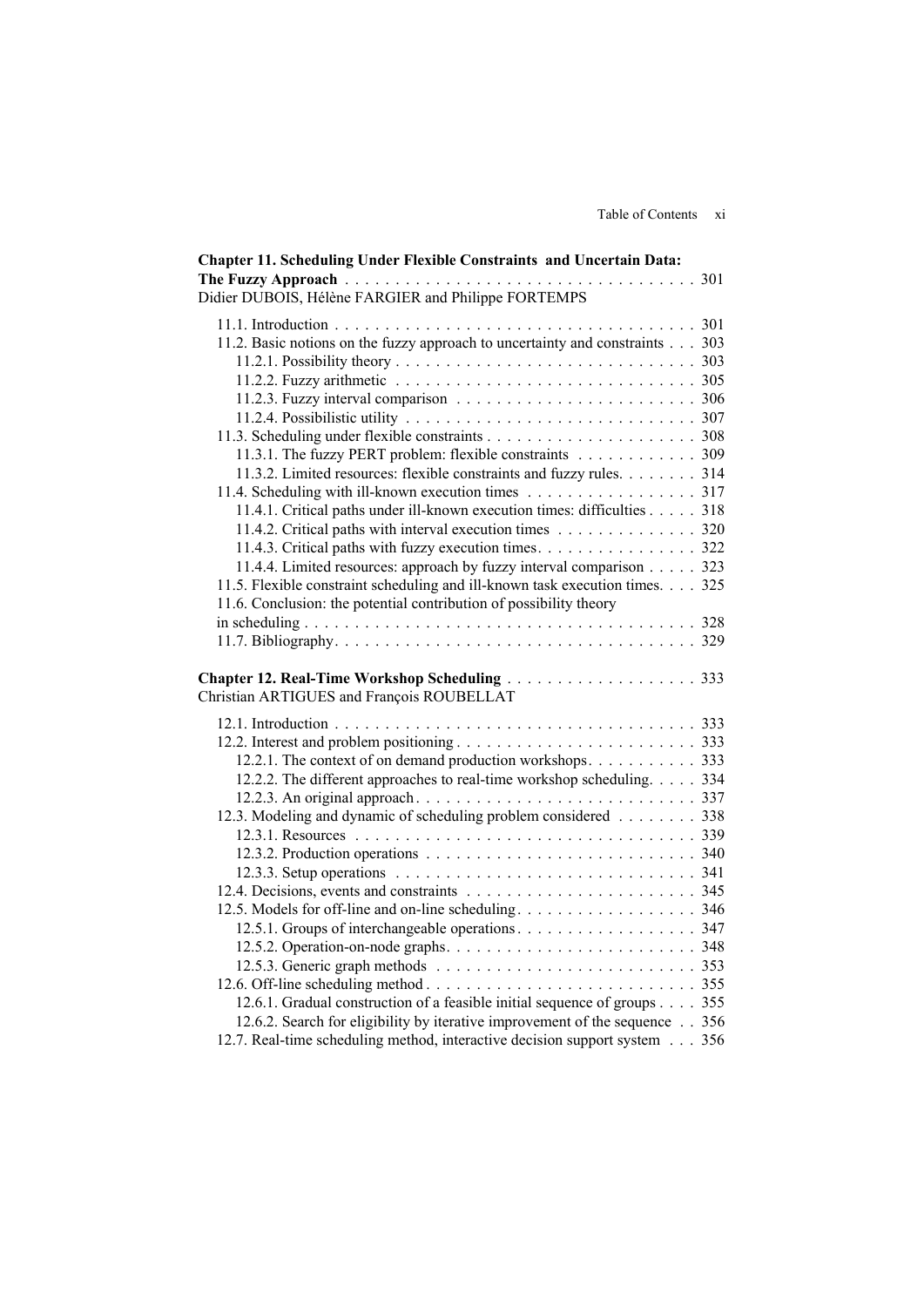**Chapter 11. Scheduling Under Flexible Constraints and Uncertain Data: The Fuzzy Approach** . . . . . . . . . . . . . . . . . . . . . . . . . . . . . . . . . . . 301
Didier DUBOIS, Hélène FARGIER and Philippe FORTEMPS

11.1. Introduction . . . . . . . . . . . . . . . . . . . . . . . . . . . . . . . . . . . . 301
11.2. Basic notions on the fuzzy approach to uncertainty and constraints . . . 303
11.2.1. Possibility theory . . . . . . . . . . . . . . . . . . . . . . . . . . . . . 303
11.2.2. Fuzzy arithmetic . . . . . . . . . . . . . . . . . . . . . . . . . . . . . 305
11.2.3. Fuzzy interval comparison . . . . . . . . . . . . . . . . . . . . . . . 306
11.2.4. Possibilistic utility . . . . . . . . . . . . . . . . . . . . . . . . . . . . 307
11.3. Scheduling under flexible constraints . . . . . . . . . . . . . . . . . . . . 308
11.3.1. The fuzzy PERT problem: flexible constraints . . . . . . . . . . . . 309
11.3.2. Limited resources: flexible constraints and fuzzy rules. . . . . . . . 314
11.4. Scheduling with ill-known execution times . . . . . . . . . . . . . . . . 317
11.4.1. Critical paths under ill-known execution times: difficulties . . . . . 318
11.4.2. Critical paths with interval execution times . . . . . . . . . . . . . . 320
11.4.3. Critical paths with fuzzy execution times. . . . . . . . . . . . . . . . 322
11.4.4. Limited resources: approach by fuzzy interval comparison . . . . . 323
11.5. Flexible constraint scheduling and ill-known task execution times. . . . 325
11.6. Conclusion: the potential contribution of possibility theory in scheduling . . . . . . . . . . . . . . . . . . . . . . . . . . . . . . . . . . . . . . 328
11.7. Bibliography. . . . . . . . . . . . . . . . . . . . . . . . . . . . . . . . . . . 329

**Chapter 12. Real-Time Workshop Scheduling** . . . . . . . . . . . . . . . . . . . 333
Christian ARTIGUES and François ROUBELLAT

12.1. Introduction . . . . . . . . . . . . . . . . . . . . . . . . . . . . . . . . . . . . 333
12.2. Interest and problem positioning . . . . . . . . . . . . . . . . . . . . . . . 333
12.2.1. The context of on demand production workshops. . . . . . . . . . . 333
12.2.2. The different approaches to real-time workshop scheduling. . . . . 334
12.2.3. An original approach. . . . . . . . . . . . . . . . . . . . . . . . . . . . 337
12.3. Modeling and dynamic of scheduling problem considered . . . . . . . . 338
12.3.1. Resources . . . . . . . . . . . . . . . . . . . . . . . . . . . . . . . . . . 339
12.3.2. Production operations . . . . . . . . . . . . . . . . . . . . . . . . . . . 340
12.3.3. Setup operations . . . . . . . . . . . . . . . . . . . . . . . . . . . . . . 341
12.4. Decisions, events and constraints . . . . . . . . . . . . . . . . . . . . . . 345
12.5. Models for off-line and on-line scheduling. . . . . . . . . . . . . . . . . . 346
12.5.1. Groups of interchangeable operations. . . . . . . . . . . . . . . . . . 347
12.5.2. Operation-on-node graphs. . . . . . . . . . . . . . . . . . . . . . . . . 348
12.5.3. Generic graph methods . . . . . . . . . . . . . . . . . . . . . . . . . . 353
12.6. Off-line scheduling method . . . . . . . . . . . . . . . . . . . . . . . . . . 355
12.6.1. Gradual construction of a feasible initial sequence of groups . . . . 355
12.6.2. Search for eligibility by iterative improvement of the sequence . . 356
12.7. Real-time scheduling method, interactive decision support system . . . 356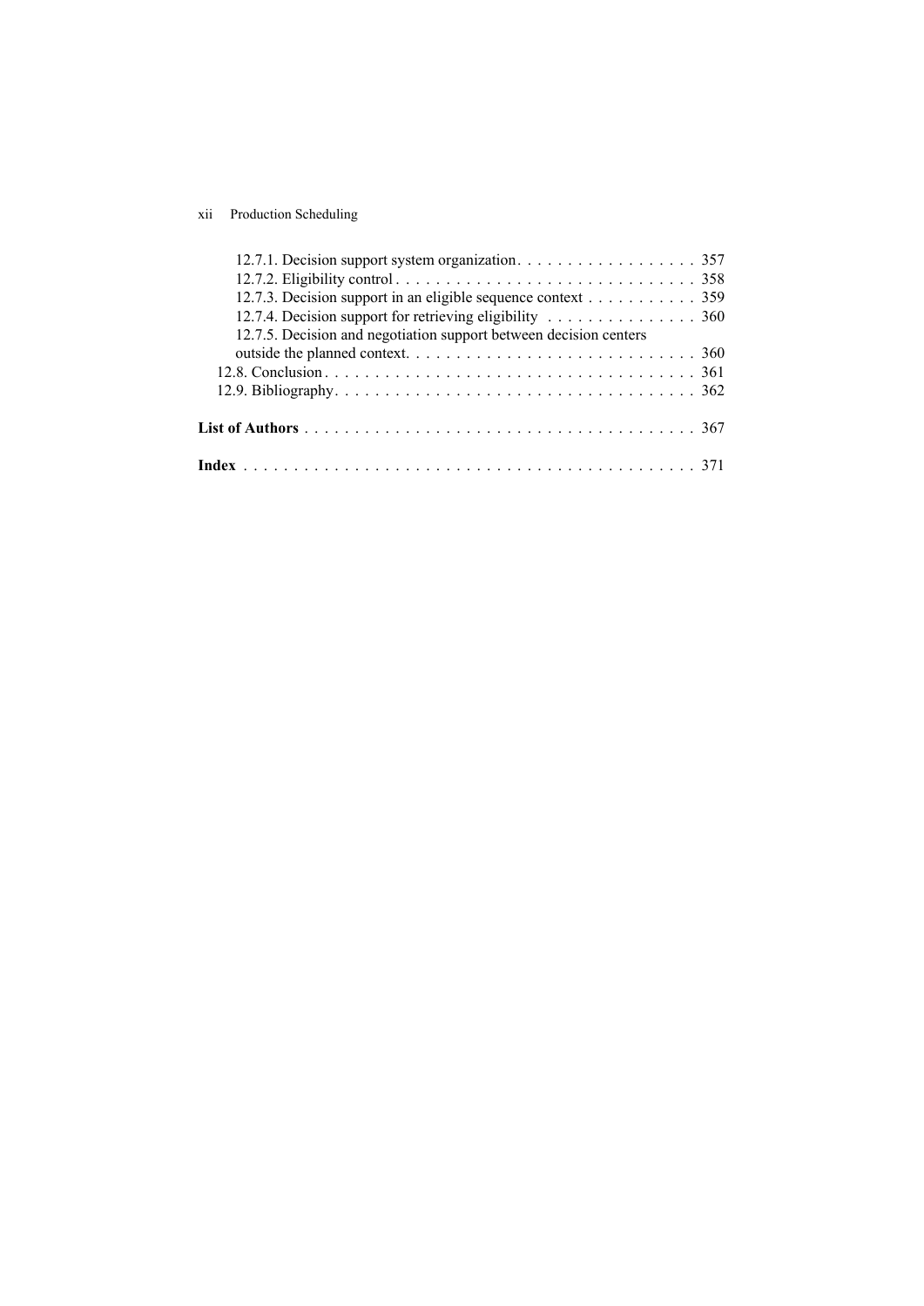12.7.1. Decision support system organization . . . . . . . . . . . . . . . . . . 357
12.7.2. Eligibility control . . . . . . . . . . . . . . . . . . . . . . . . . . . . . . 358
12.7.3. Decision support in an eligible sequence context . . . . . . . . . . . 359
12.7.4. Decision support for retrieving eligibility . . . . . . . . . . . . . . . 360
12.7.5. Decision and negotiation support between decision centers outside the planned context. . . . . . . . . . . . . . . . . . . . . . . . . . . . 360
12.8. Conclusion . . . . . . . . . . . . . . . . . . . . . . . . . . . . . . . . . . . . 361
12.9. Bibliography. . . . . . . . . . . . . . . . . . . . . . . . . . . . . . . . . . . 362

**List of Authors** . . . . . . . . . . . . . . . . . . . . . . . . . . . . . . . . . . . . . . 367

**Index** . . . . . . . . . . . . . . . . . . . . . . . . . . . . . . . . . . . . . . . . . . . . 371